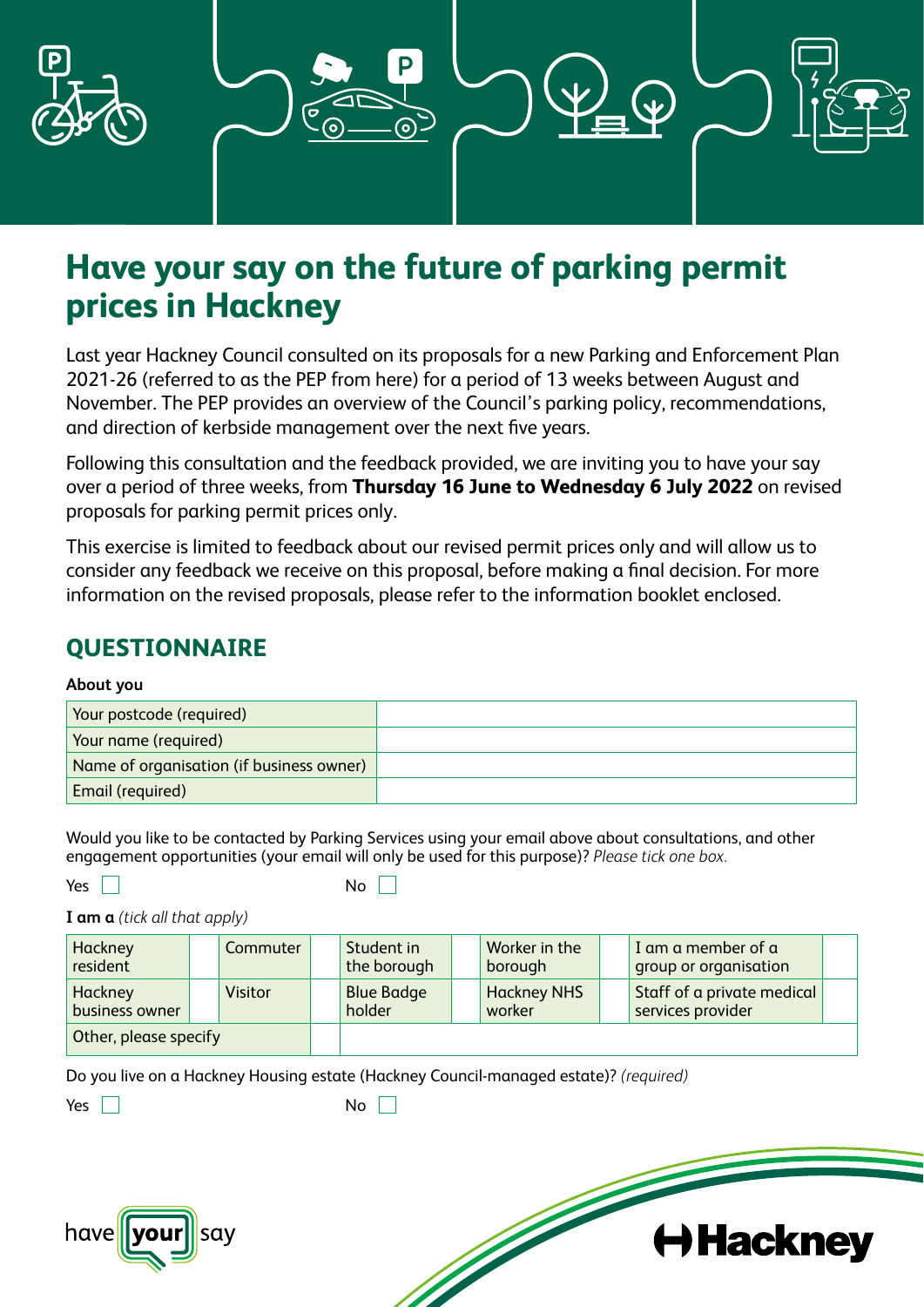# Have your say on the future of parking permit prices in Hackney

Last year Hackney Council consulted on its proposals for a new Parking and Enforcement Plan 2021-26 (referred to as the PEP from here) for a period of 13 weeks between August and November. The PEP provides an overview of the Council's parking policy, recommendations, and direction of kerbside management over the next five years.

Following this consultation and the feedback provided, we are inviting you to have your say over a period of three weeks, from **Thursday 16 June to Wednesday 6 July 2022** on revised proposals for parking permit prices only.

This exercise is limited to feedback about our revised permit prices only and will allow us to consider any feedback we receive on this proposal, before making a final decision. For more information on the revised proposals, please refer to the information booklet enclosed.

## QUESTIONNAIRE

**About you**

| | |
|---|---|
| Your postcode (required) | |
| Your name (required) | |
| Name of organisation (if business owner) | |
| Email (required) | |

Would you like to be contacted by Parking Services using your email above about consultations, and other engagement opportunities (your email will only be used for this purpose)? *Please tick one box.*

Yes ☐ No ☐

**I am a** *(tick all that apply)*

| | | | | | | | | | |
|---|---|---|---|---|---|---|---|---|---|
| Hackney resident | | Commuter | | Student in the borough | | Worker in the borough | | I am a member of a group or organisation | |
| Hackney business owner | | Visitor | | Blue Badge holder | | Hackney NHS worker | | Staff of a private medical services provider | |
| Other, please specify | | | | | | | | | |

Do you live on a Hackney Housing estate (Hackney Council-managed estate)? *(required)*

Yes ☐ No ☐

have your say

Hackney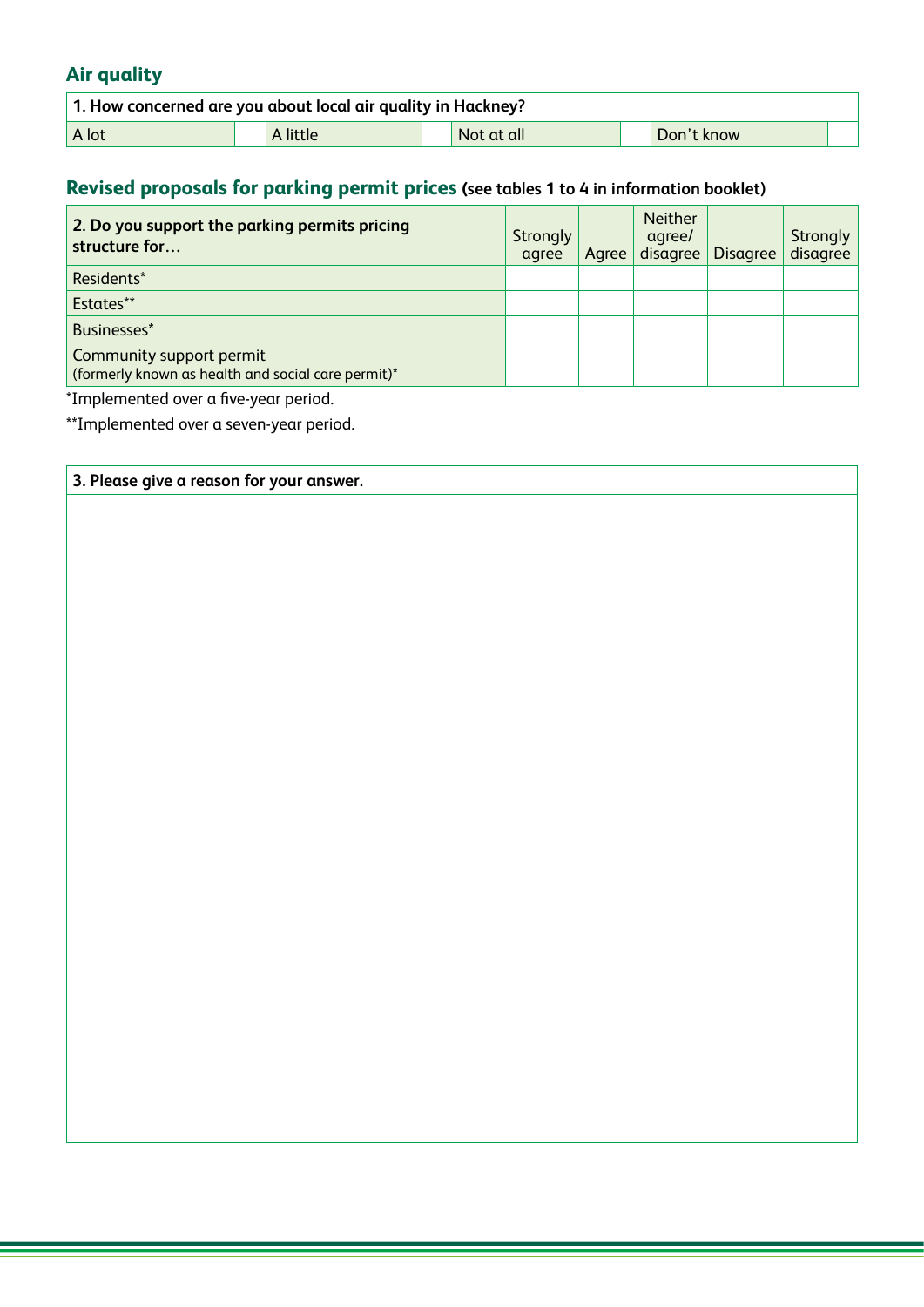## Air quality

| 1. How concerned are you about local air quality in Hackney? | | | | | | | |
|---|---|---|---|---|---|---|---|
| A lot | | A little | | Not at all | | Don't know | |

## Revised proposals for parking permit prices **(see tables 1 to 4 in information booklet)**

| 2. Do you support the parking permits pricing structure for… | Strongly agree | Agree | Neither agree/ disagree | Disagree | Strongly disagree |
|---|---|---|---|---|---|
| Residents* | | | | | |
| Estates** | | | | | |
| Businesses* | | | | | |
| Community support permit (formerly known as health and social care permit)* | | | | | |

*Implemented over a five-year period.

**Implemented over a seven-year period.

| 3. Please give a reason for your answer. |
|---|
| |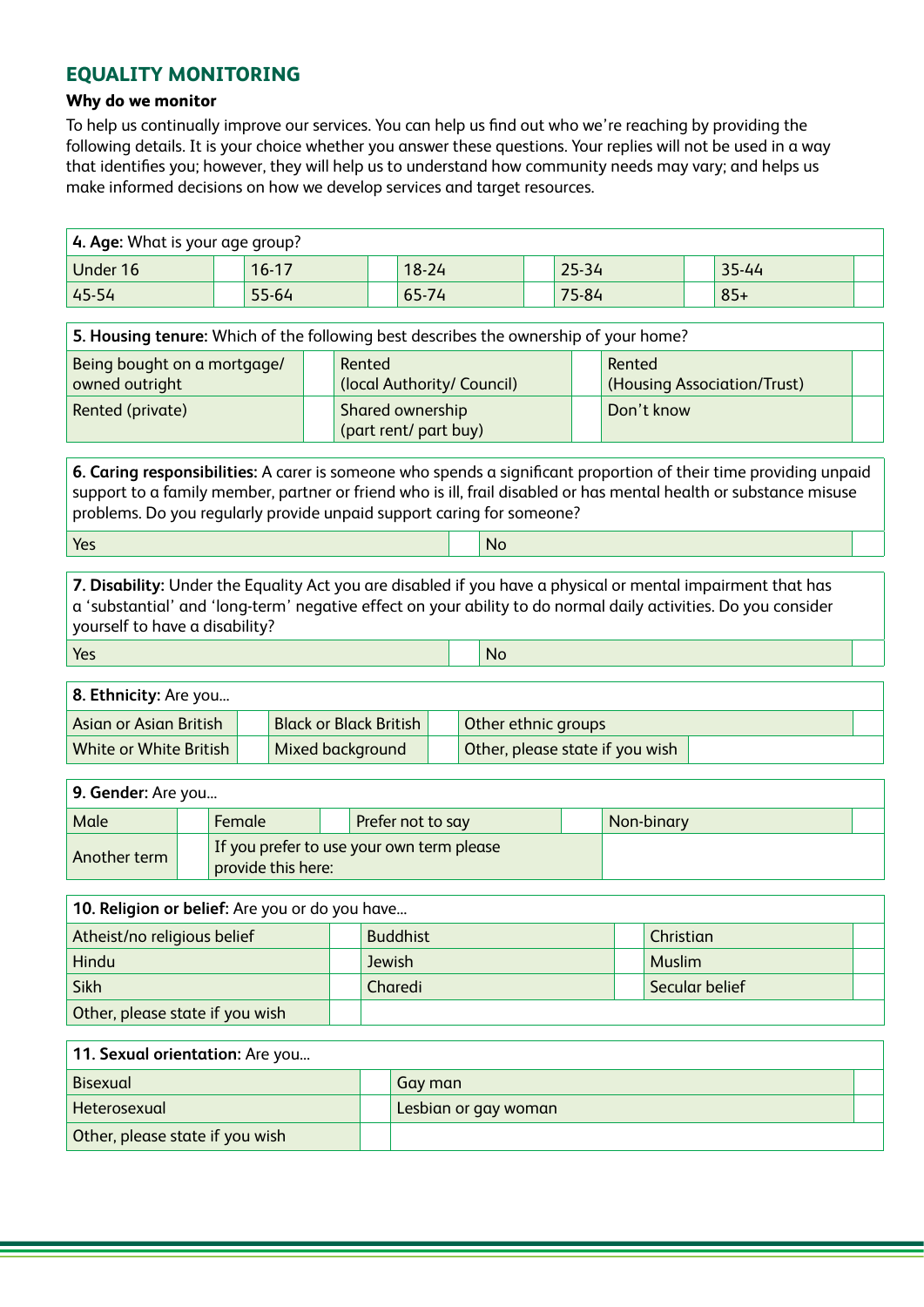## EQUALITY MONITORING

### Why do we monitor

To help us continually improve our services. You can help us find out who we're reaching by providing the following details. It is your choice whether you answer these questions. Your replies will not be used in a way that identifies you; however, they will help us to understand how community needs may vary; and helps us make informed decisions on how we develop services and target resources.

| **4. Age:** What is your age group? | | | | | | | | | |
|---|---|---|---|---|---|---|---|---|---|
| Under 16 | | 16-17 | | 18-24 | | 25-34 | | 35-44 | |
| 45-54 | | 55-64 | | 65-74 | | 75-84 | | 85+ | |

| **5. Housing tenure:** Which of the following best describes the ownership of your home? | | | | | |
|---|---|---|---|---|---|
| Being bought on a mortgage/ owned outright | | Rented (local Authority/ Council) | | Rented (Housing Association/Trust) | |
| Rented (private) | | Shared ownership (part rent/ part buy) | | Don't know | |

| **6. Caring responsibilities:** A carer is someone who spends a significant proportion of their time providing unpaid support to a family member, partner or friend who is ill, frail disabled or has mental health or substance misuse problems. Do you regularly provide unpaid support caring for someone? | | | |
|---|---|---|---|
| Yes | | No | |

| **7. Disability:** Under the Equality Act you are disabled if you have a physical or mental impairment that has a 'substantial' and 'long-term' negative effect on your ability to do normal daily activities. Do you consider yourself to have a disability? | | | |
|---|---|---|---|
| Yes | | No | |

| **8. Ethnicity:** Are you... | | | | | |
|---|---|---|---|---|---|
| Asian or Asian British | | Black or Black British | | Other ethnic groups | |
| White or White British | | Mixed background | | Other, please state if you wish | |

| **9. Gender:** Are you... | | | | | | | |
|---|---|---|---|---|---|---|---|
| Male | | Female | | Prefer not to say | | Non-binary | |
| Another term | | If you prefer to use your own term please provide this here: | | | | | |

| **10. Religion or belief:** Are you or do you have... | | | | | |
|---|---|---|---|---|---|
| Atheist/no religious belief | | Buddhist | | Christian | |
| Hindu | | Jewish | | Muslim | |
| Sikh | | Charedi | | Secular belief | |
| Other, please state if you wish | | | | | |

| **11. Sexual orientation:** Are you... | | | |
|---|---|---|---|
| Bisexual | | Gay man | |
| Heterosexual | | Lesbian or gay woman | |
| Other, please state if you wish | | | |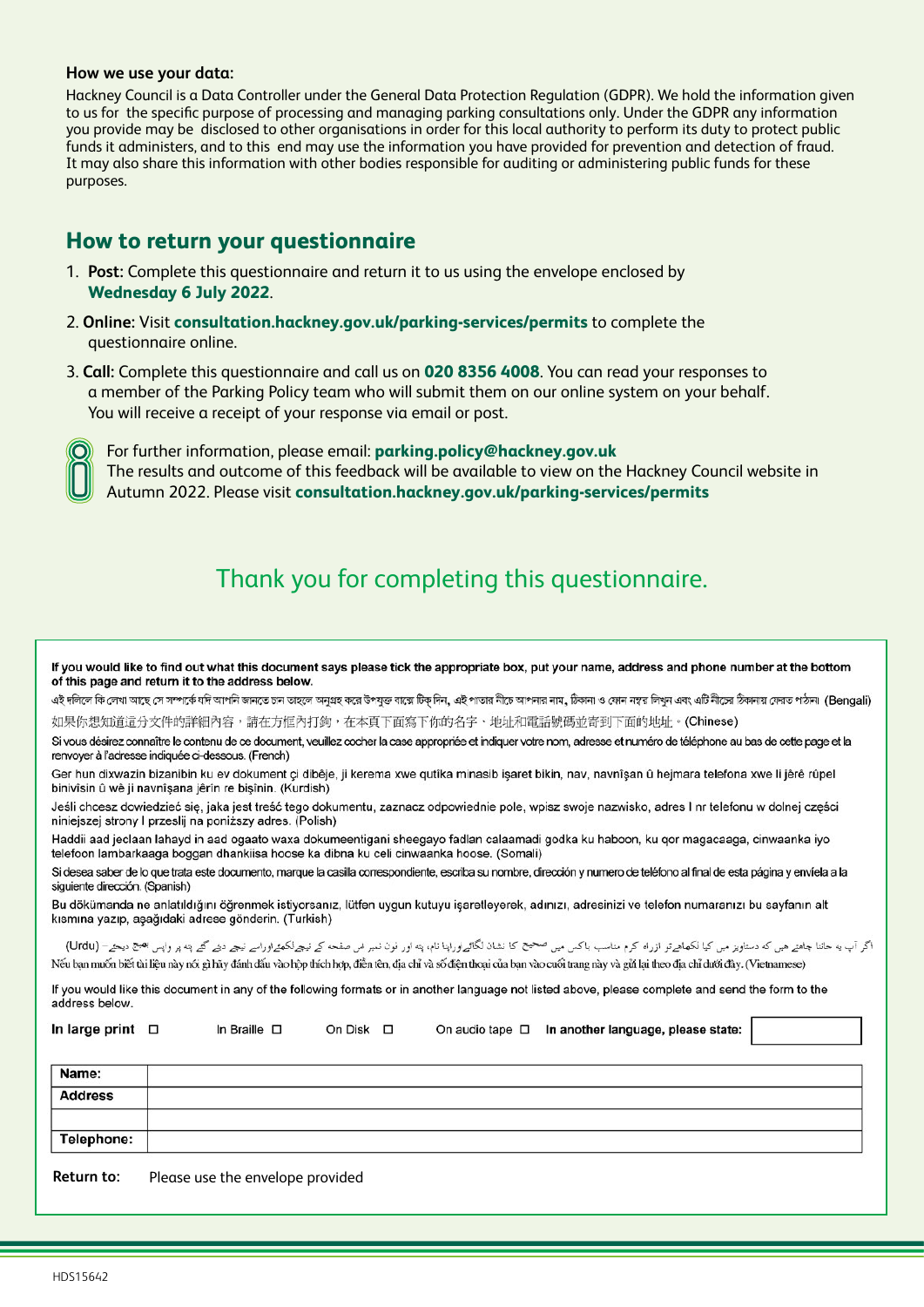**How we use your data:**

Hackney Council is a Data Controller under the General Data Protection Regulation (GDPR). We hold the information given to us for the specific purpose of processing and managing parking consultations only. Under the GDPR any information you provide may be disclosed to other organisations in order for this local authority to perform its duty to protect public funds it administers, and to this end may use the information you have provided for prevention and detection of fraud. It may also share this information with other bodies responsible for auditing or administering public funds for these purposes.

## How to return your questionnaire

1. **Post:** Complete this questionnaire and return it to us using the envelope enclosed by **Wednesday 6 July 2022**.
2. **Online:** Visit **consultation.hackney.gov.uk/parking-services/permits** to complete the questionnaire online.
3. **Call:** Complete this questionnaire and call us on **020 8356 4008**. You can read your responses to a member of the Parking Policy team who will submit them on our online system on your behalf. You will receive a receipt of your response via email or post.

For further information, please email: **parking.policy@hackney.gov.uk**
The results and outcome of this feedback will be available to view on the Hackney Council website in Autumn 2022. Please visit **consultation.hackney.gov.uk/parking-services/permits**

## Thank you for completing this questionnaire.

**If you would like to find out what this document says please tick the appropriate box, put your name, address and phone number at the bottom of this page and return it to the address below.**

এই দলিলে কি লেখা আছে সে সম্পর্কে যদি আপনি জানতে চান তাহলে অনুগ্রহ করে উপযুক্ত বাক্সে টিক্ দিন, এই পাতার নীচে আপনার নাম, ঠিকানা ও ফোন নম্বর লিখুন এবং এটি নীচের ঠিকানায় ফেরত পাঠান। (Bengali)

如果你想知道這分文件的詳細內容，請在方框內打鈎，在本頁下面寫下你的名字、地址和電話號碼並寄到下面的地址。(Chinese)

Si vous désirez connaître le contenu de ce document, veuillez cocher la case appropriée et indiquer votre nom, adresse et numéro de téléphone au bas de cette page et la renvoyer à l'adresse indiquée ci-dessous. (French)

Ger hun dixwazin bizanibin ku ev dokument çi dibêje, ji kerema xwe qutîka minasib işaret bikin, nav, navnîşan û hejmara telefona xwe li jêrê rûpel binivîsin û wê ji navnîşana jêrin re bişînin. (Kurdish)

Jeśli chcesz dowiedzieć się, jaka jest treść tego dokumentu, zaznacz odpowiednie pole, wpisz swoje nazwisko, adres i nr telefonu w dolnej części niniejszej strony i prześlij na poniższy adres. (Polish)

Haddii aad jeclaan lahayd in aad ogaato waxa dokumeentigani sheegayo fadlan calaamadi godka ku haboon, ku qor magacaaga, cinwaanka iyo telefoon lambarkaaga boggan dhankiisa hoose ka dibna ku celi cinwaanka hoose. (Somali)

Si desea saber de lo que trata este documento, marque la casilla correspondiente, escriba su nombre, dirección y numero de teléfono al final de esta página y envíela a la siguiente dirección. (Spanish)

Bu dökümanda ne anlatıldığını öğrenmek istiyorsanız, lütfen uygun kutuyu işaretleyerek, adınızı, adresinizi ve telefon numaranızı bu sayfanın alt kısmına yazıp, aşağıdaki adrese gönderin. (Turkish)

اگر آپ یہ جاننا چاہتے ہیں کہ دستاویز میں کیا لکھاہےتو ازراہ کرم مناسب باکس میں صحیح کا نشان لگائیےاوراپنا نام، پتہ اور فون نمبر اس صفحہ کے نیچےلکھیےاوراسے نیچے دیے گیے پتہ پر واپس بھیج دیجیے - (Urdu)

Nếu bạn muốn biết tài liệu này nói gì hãy đánh dấu vào hộp thích hợp, điền tên, địa chỉ và số điện thoại của bạn vào cuối trang này và gửi lại theo địa chỉ dưới đây. (Vietnamese)

If you would like this document in any of the following formats or in another language not listed above, please complete and send the form to the address below.

**In large print** ☐  In Braille ☐  On Disk ☐  On audio tape ☐  **In another language, please state:**

| | |
|---|---|
| **Name:** | |
| **Address** | |
| | |
| **Telephone:** | |

**Return to:** Please use the envelope provided

HDS15642